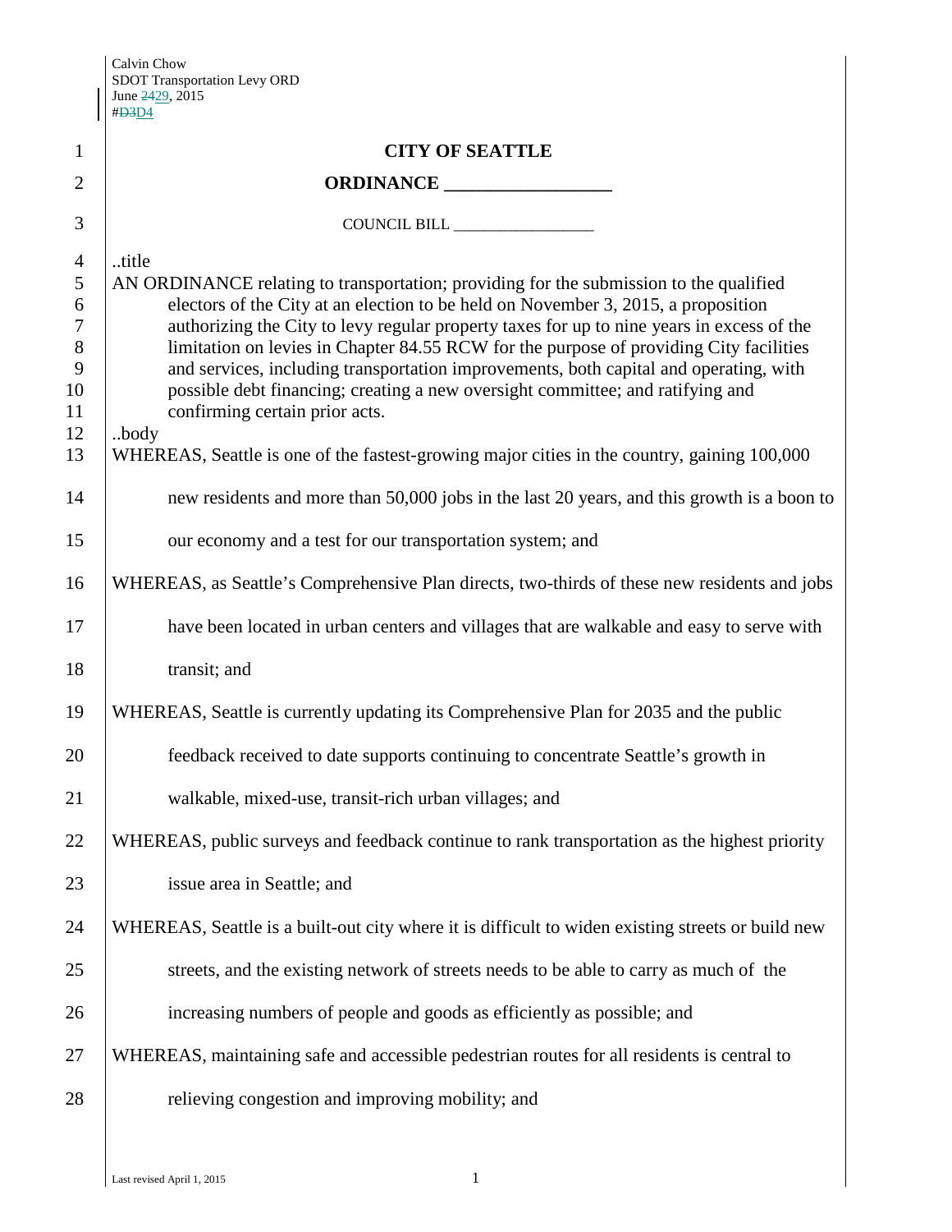Calvin Chow
SDOT Transportation Levy ORD
June ~~24~~29, 2015
#~~D3~~D4

**CITY OF SEATTLE**

**ORDINANCE __________________**

COUNCIL BILL __________________

..title

AN ORDINANCE relating to transportation; providing for the submission to the qualified electors of the City at an election to be held on November 3, 2015, a proposition authorizing the City to levy regular property taxes for up to nine years in excess of the limitation on levies in Chapter 84.55 RCW for the purpose of providing City facilities and services, including transportation improvements, both capital and operating, with possible debt financing; creating a new oversight committee; and ratifying and confirming certain prior acts.

..body

WHEREAS, Seattle is one of the fastest-growing major cities in the country, gaining 100,000 new residents and more than 50,000 jobs in the last 20 years, and this growth is a boon to our economy and a test for our transportation system; and

WHEREAS, as Seattle's Comprehensive Plan directs, two-thirds of these new residents and jobs have been located in urban centers and villages that are walkable and easy to serve with transit; and

WHEREAS, Seattle is currently updating its Comprehensive Plan for 2035 and the public feedback received to date supports continuing to concentrate Seattle's growth in walkable, mixed-use, transit-rich urban villages; and

WHEREAS, public surveys and feedback continue to rank transportation as the highest priority issue area in Seattle; and

WHEREAS, Seattle is a built-out city where it is difficult to widen existing streets or build new streets, and the existing network of streets needs to be able to carry as much of the increasing numbers of people and goods as efficiently as possible; and

WHEREAS, maintaining safe and accessible pedestrian routes for all residents is central to relieving congestion and improving mobility; and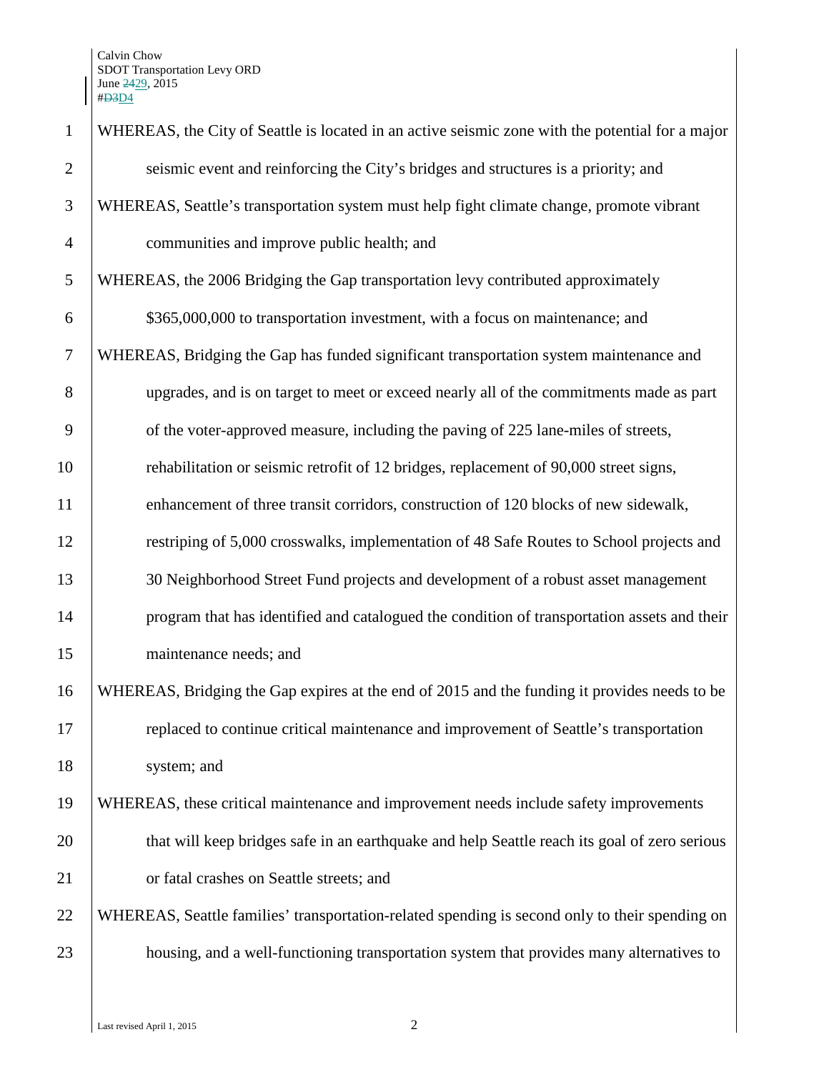WHEREAS, the City of Seattle is located in an active seismic zone with the potential for a major seismic event and reinforcing the City's bridges and structures is a priority; and

WHEREAS, Seattle's transportation system must help fight climate change, promote vibrant communities and improve public health; and

WHEREAS, the 2006 Bridging the Gap transportation levy contributed approximately $365,000,000 to transportation investment, with a focus on maintenance; and

WHEREAS, Bridging the Gap has funded significant transportation system maintenance and upgrades, and is on target to meet or exceed nearly all of the commitments made as part of the voter-approved measure, including the paving of 225 lane-miles of streets, rehabilitation or seismic retrofit of 12 bridges, replacement of 90,000 street signs, enhancement of three transit corridors, construction of 120 blocks of new sidewalk, restriping of 5,000 crosswalks, implementation of 48 Safe Routes to School projects and 30 Neighborhood Street Fund projects and development of a robust asset management program that has identified and catalogued the condition of transportation assets and their maintenance needs; and

WHEREAS, Bridging the Gap expires at the end of 2015 and the funding it provides needs to be replaced to continue critical maintenance and improvement of Seattle's transportation system; and

WHEREAS, these critical maintenance and improvement needs include safety improvements that will keep bridges safe in an earthquake and help Seattle reach its goal of zero serious or fatal crashes on Seattle streets; and

WHEREAS, Seattle families' transportation-related spending is second only to their spending on housing, and a well-functioning transportation system that provides many alternatives to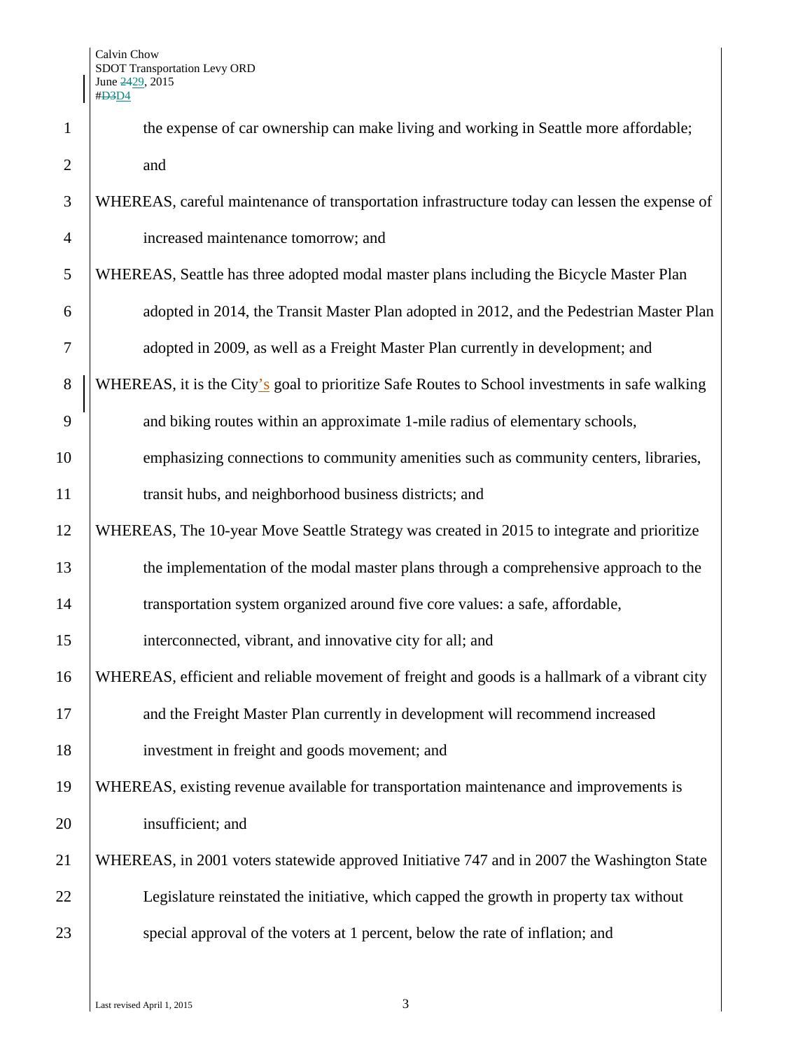the expense of car ownership can make living and working in Seattle more affordable; and

WHEREAS, careful maintenance of transportation infrastructure today can lessen the expense of increased maintenance tomorrow; and

WHEREAS, Seattle has three adopted modal master plans including the Bicycle Master Plan adopted in 2014, the Transit Master Plan adopted in 2012, and the Pedestrian Master Plan adopted in 2009, as well as a Freight Master Plan currently in development; and

WHEREAS, it is the City's goal to prioritize Safe Routes to School investments in safe walking and biking routes within an approximate 1-mile radius of elementary schools, emphasizing connections to community amenities such as community centers, libraries, transit hubs, and neighborhood business districts; and

WHEREAS, The 10-year Move Seattle Strategy was created in 2015 to integrate and prioritize the implementation of the modal master plans through a comprehensive approach to the transportation system organized around five core values: a safe, affordable, interconnected, vibrant, and innovative city for all; and

WHEREAS, efficient and reliable movement of freight and goods is a hallmark of a vibrant city and the Freight Master Plan currently in development will recommend increased investment in freight and goods movement; and

WHEREAS, existing revenue available for transportation maintenance and improvements is insufficient; and

WHEREAS, in 2001 voters statewide approved Initiative 747 and in 2007 the Washington State Legislature reinstated the initiative, which capped the growth in property tax without special approval of the voters at 1 percent, below the rate of inflation; and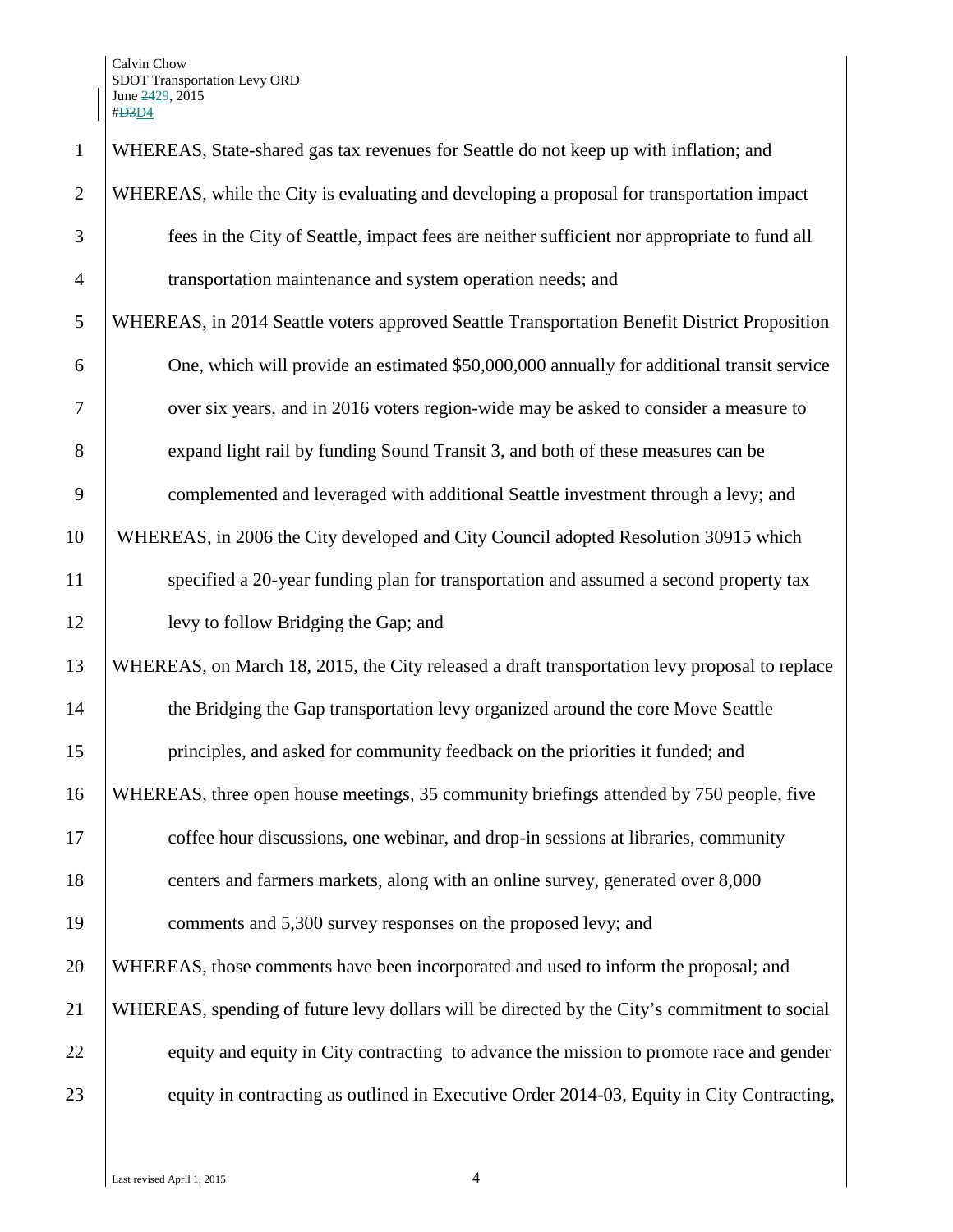WHEREAS, State-shared gas tax revenues for Seattle do not keep up with inflation; and

WHEREAS, while the City is evaluating and developing a proposal for transportation impact fees in the City of Seattle, impact fees are neither sufficient nor appropriate to fund all transportation maintenance and system operation needs; and

WHEREAS, in 2014 Seattle voters approved Seattle Transportation Benefit District Proposition One, which will provide an estimated $50,000,000 annually for additional transit service over six years, and in 2016 voters region-wide may be asked to consider a measure to expand light rail by funding Sound Transit 3, and both of these measures can be complemented and leveraged with additional Seattle investment through a levy; and

WHEREAS, in 2006 the City developed and City Council adopted Resolution 30915 which specified a 20-year funding plan for transportation and assumed a second property tax levy to follow Bridging the Gap; and

WHEREAS, on March 18, 2015, the City released a draft transportation levy proposal to replace the Bridging the Gap transportation levy organized around the core Move Seattle principles, and asked for community feedback on the priorities it funded; and

WHEREAS, three open house meetings, 35 community briefings attended by 750 people, five coffee hour discussions, one webinar, and drop-in sessions at libraries, community centers and farmers markets, along with an online survey, generated over 8,000 comments and 5,300 survey responses on the proposed levy; and

WHEREAS, those comments have been incorporated and used to inform the proposal; and

WHEREAS, spending of future levy dollars will be directed by the City's commitment to social equity and equity in City contracting to advance the mission to promote race and gender equity in contracting as outlined in Executive Order 2014-03, Equity in City Contracting,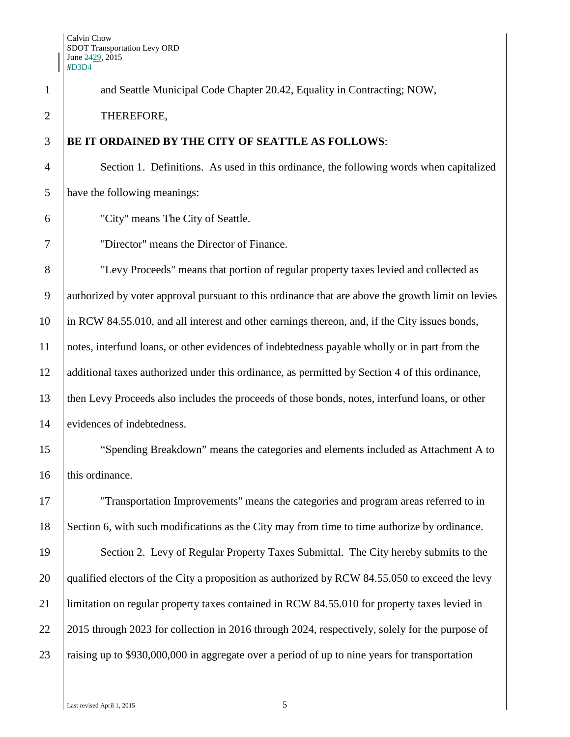and Seattle Municipal Code Chapter 20.42, Equality in Contracting; NOW, THEREFORE,

**BE IT ORDAINED BY THE CITY OF SEATTLE AS FOLLOWS**:

Section 1. Definitions. As used in this ordinance, the following words when capitalized have the following meanings:

"City" means The City of Seattle.

"Director" means the Director of Finance.

"Levy Proceeds" means that portion of regular property taxes levied and collected as authorized by voter approval pursuant to this ordinance that are above the growth limit on levies in RCW 84.55.010, and all interest and other earnings thereon, and, if the City issues bonds, notes, interfund loans, or other evidences of indebtedness payable wholly or in part from the additional taxes authorized under this ordinance, as permitted by Section 4 of this ordinance, then Levy Proceeds also includes the proceeds of those bonds, notes, interfund loans, or other evidences of indebtedness.

"Spending Breakdown" means the categories and elements included as Attachment A to this ordinance.

"Transportation Improvements" means the categories and program areas referred to in Section 6, with such modifications as the City may from time to time authorize by ordinance.

Section 2. Levy of Regular Property Taxes Submittal. The City hereby submits to the qualified electors of the City a proposition as authorized by RCW 84.55.050 to exceed the levy limitation on regular property taxes contained in RCW 84.55.010 for property taxes levied in 2015 through 2023 for collection in 2016 through 2024, respectively, solely for the purpose of raising up to $930,000,000 in aggregate over a period of up to nine years for transportation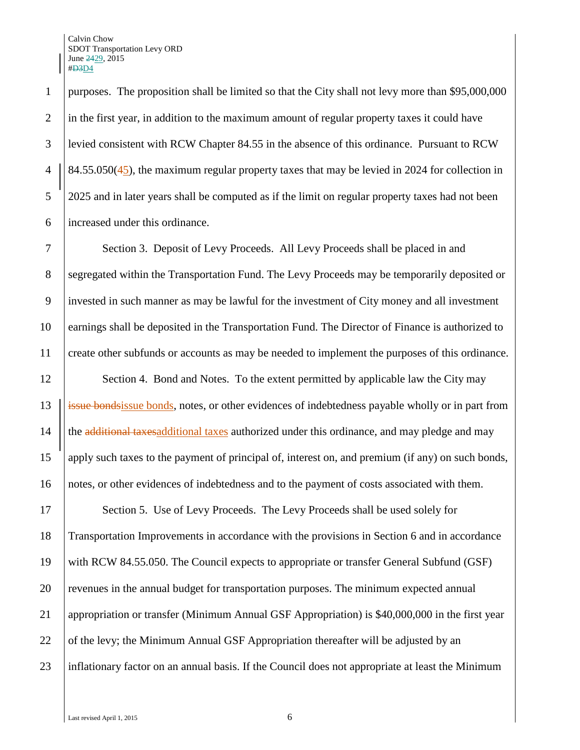purposes. The proposition shall be limited so that the City shall not levy more than $95,000,000 in the first year, in addition to the maximum amount of regular property taxes it could have levied consistent with RCW Chapter 84.55 in the absence of this ordinance. Pursuant to RCW 84.55.050(~~4~~5), the maximum regular property taxes that may be levied in 2024 for collection in 2025 and in later years shall be computed as if the limit on regular property taxes had not been increased under this ordinance.

Section 3. Deposit of Levy Proceeds. All Levy Proceeds shall be placed in and segregated within the Transportation Fund. The Levy Proceeds may be temporarily deposited or invested in such manner as may be lawful for the investment of City money and all investment earnings shall be deposited in the Transportation Fund. The Director of Finance is authorized to create other subfunds or accounts as may be needed to implement the purposes of this ordinance.

Section 4. Bond and Notes. To the extent permitted by applicable law the City may ~~issue bonds~~issue bonds, notes, or other evidences of indebtedness payable wholly or in part from the ~~additional taxes~~additional taxes authorized under this ordinance, and may pledge and may apply such taxes to the payment of principal of, interest on, and premium (if any) on such bonds, notes, or other evidences of indebtedness and to the payment of costs associated with them.

Section 5. Use of Levy Proceeds. The Levy Proceeds shall be used solely for Transportation Improvements in accordance with the provisions in Section 6 and in accordance with RCW 84.55.050. The Council expects to appropriate or transfer General Subfund (GSF) revenues in the annual budget for transportation purposes. The minimum expected annual appropriation or transfer (Minimum Annual GSF Appropriation) is $40,000,000 in the first year of the levy; the Minimum Annual GSF Appropriation thereafter will be adjusted by an inflationary factor on an annual basis. If the Council does not appropriate at least the Minimum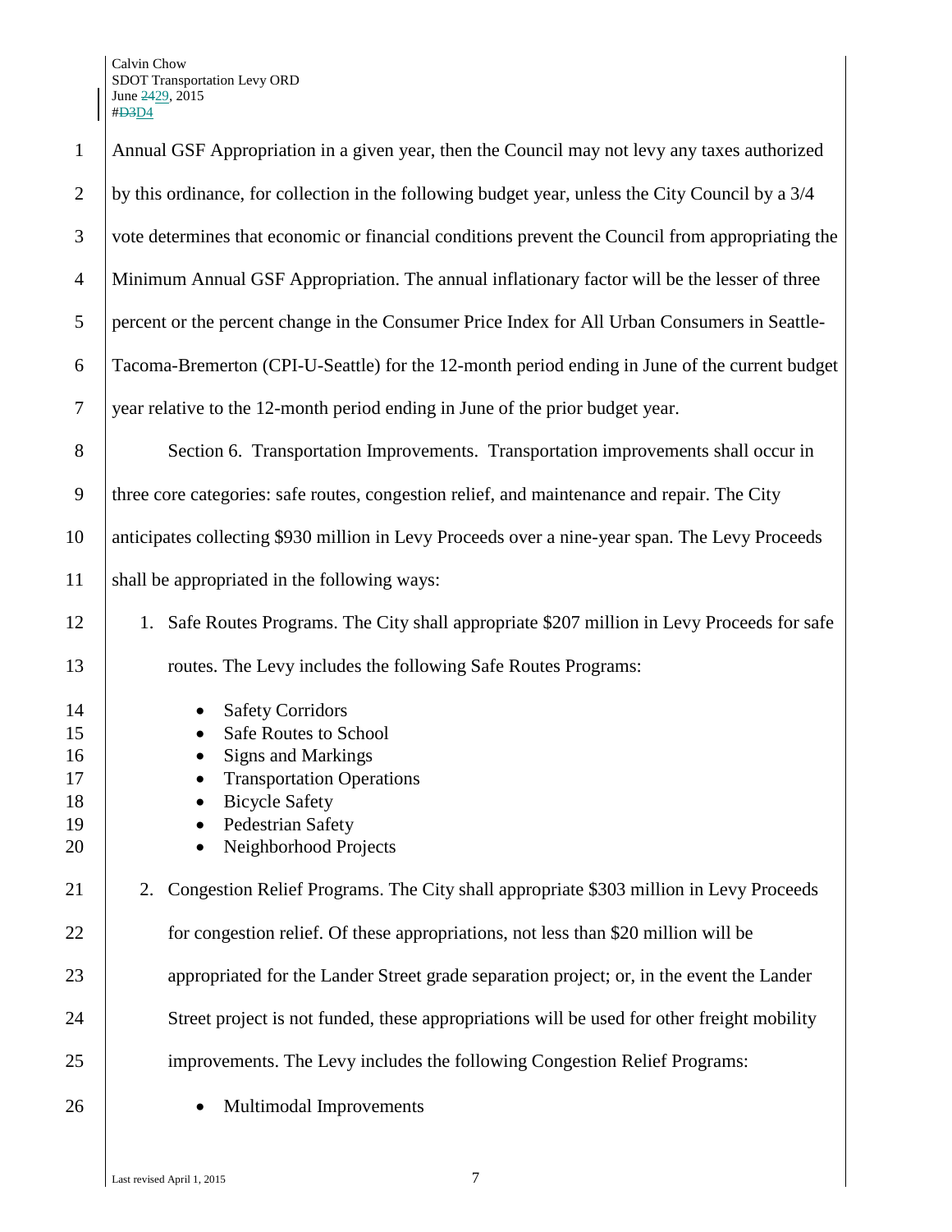Annual GSF Appropriation in a given year, then the Council may not levy any taxes authorized by this ordinance, for collection in the following budget year, unless the City Council by a 3/4 vote determines that economic or financial conditions prevent the Council from appropriating the Minimum Annual GSF Appropriation. The annual inflationary factor will be the lesser of three percent or the percent change in the Consumer Price Index for All Urban Consumers in Seattle-Tacoma-Bremerton (CPI-U-Seattle) for the 12-month period ending in June of the current budget year relative to the 12-month period ending in June of the prior budget year.

Section 6. Transportation Improvements. Transportation improvements shall occur in three core categories: safe routes, congestion relief, and maintenance and repair. The City anticipates collecting $930 million in Levy Proceeds over a nine-year span. The Levy Proceeds shall be appropriated in the following ways:

1. Safe Routes Programs. The City shall appropriate $207 million in Levy Proceeds for safe routes. The Levy includes the following Safe Routes Programs:
   - Safety Corridors
   - Safe Routes to School
   - Signs and Markings
   - Transportation Operations
   - Bicycle Safety
   - Pedestrian Safety
   - Neighborhood Projects
2. Congestion Relief Programs. The City shall appropriate $303 million in Levy Proceeds for congestion relief. Of these appropriations, not less than $20 million will be appropriated for the Lander Street grade separation project; or, in the event the Lander Street project is not funded, these appropriations will be used for other freight mobility improvements. The Levy includes the following Congestion Relief Programs:
   - Multimodal Improvements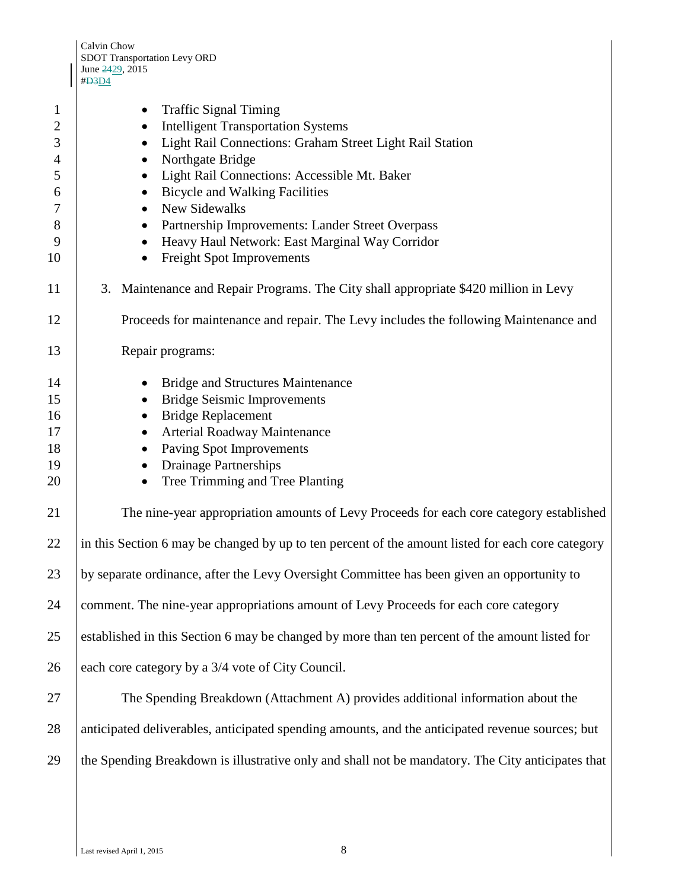- Traffic Signal Timing
- Intelligent Transportation Systems
- Light Rail Connections: Graham Street Light Rail Station
- Northgate Bridge
- Light Rail Connections: Accessible Mt. Baker
- Bicycle and Walking Facilities
- New Sidewalks
- Partnership Improvements: Lander Street Overpass
- Heavy Haul Network: East Marginal Way Corridor
- Freight Spot Improvements

3. Maintenance and Repair Programs. The City shall appropriate $420 million in Levy Proceeds for maintenance and repair. The Levy includes the following Maintenance and Repair programs:

- Bridge and Structures Maintenance
- Bridge Seismic Improvements
- Bridge Replacement
- Arterial Roadway Maintenance
- Paving Spot Improvements
- Drainage Partnerships
- Tree Trimming and Tree Planting

The nine-year appropriation amounts of Levy Proceeds for each core category established in this Section 6 may be changed by up to ten percent of the amount listed for each core category by separate ordinance, after the Levy Oversight Committee has been given an opportunity to comment. The nine-year appropriations amount of Levy Proceeds for each core category established in this Section 6 may be changed by more than ten percent of the amount listed for each core category by a 3/4 vote of City Council.

The Spending Breakdown (Attachment A) provides additional information about the anticipated deliverables, anticipated spending amounts, and the anticipated revenue sources; but the Spending Breakdown is illustrative only and shall not be mandatory. The City anticipates that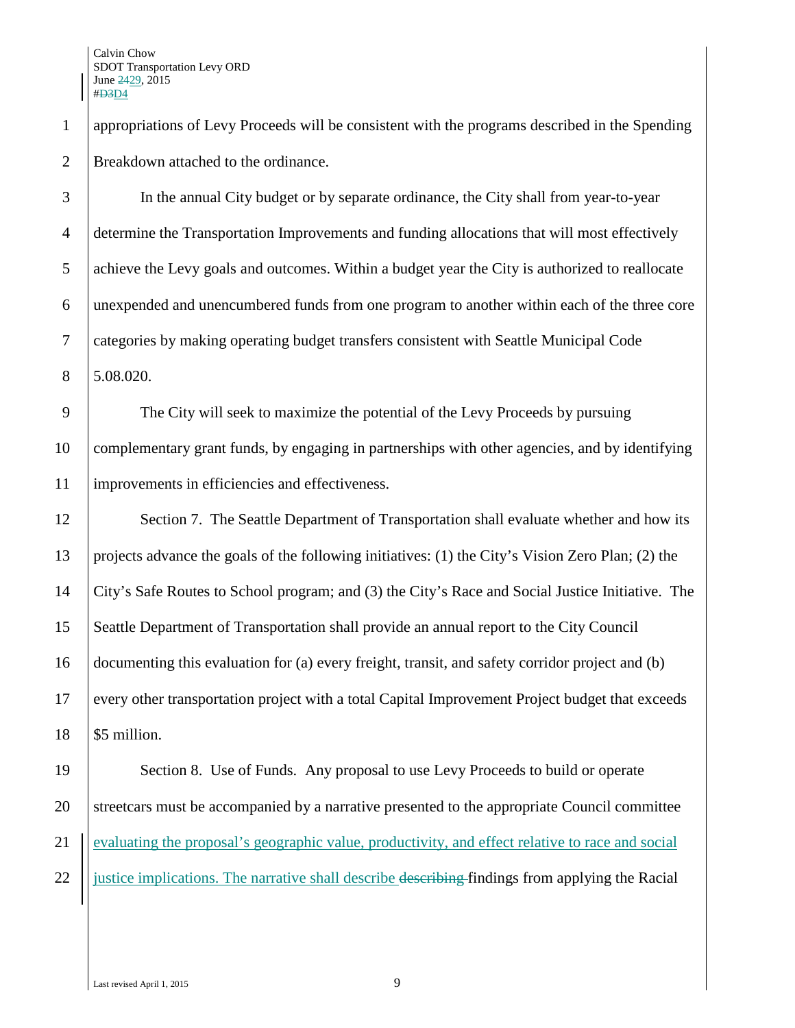appropriations of Levy Proceeds will be consistent with the programs described in the Spending Breakdown attached to the ordinance.

In the annual City budget or by separate ordinance, the City shall from year-to-year determine the Transportation Improvements and funding allocations that will most effectively achieve the Levy goals and outcomes. Within a budget year the City is authorized to reallocate unexpended and unencumbered funds from one program to another within each of the three core categories by making operating budget transfers consistent with Seattle Municipal Code 5.08.020.

The City will seek to maximize the potential of the Levy Proceeds by pursuing complementary grant funds, by engaging in partnerships with other agencies, and by identifying improvements in efficiencies and effectiveness.

Section 7. The Seattle Department of Transportation shall evaluate whether and how its projects advance the goals of the following initiatives: (1) the City's Vision Zero Plan; (2) the City's Safe Routes to School program; and (3) the City's Race and Social Justice Initiative. The Seattle Department of Transportation shall provide an annual report to the City Council documenting this evaluation for (a) every freight, transit, and safety corridor project and (b) every other transportation project with a total Capital Improvement Project budget that exceeds $5 million.

Section 8. Use of Funds. Any proposal to use Levy Proceeds to build or operate streetcars must be accompanied by a narrative presented to the appropriate Council committee evaluating the proposal's geographic value, productivity, and effect relative to race and social justice implications. The narrative shall describe ~~describing~~ findings from applying the Racial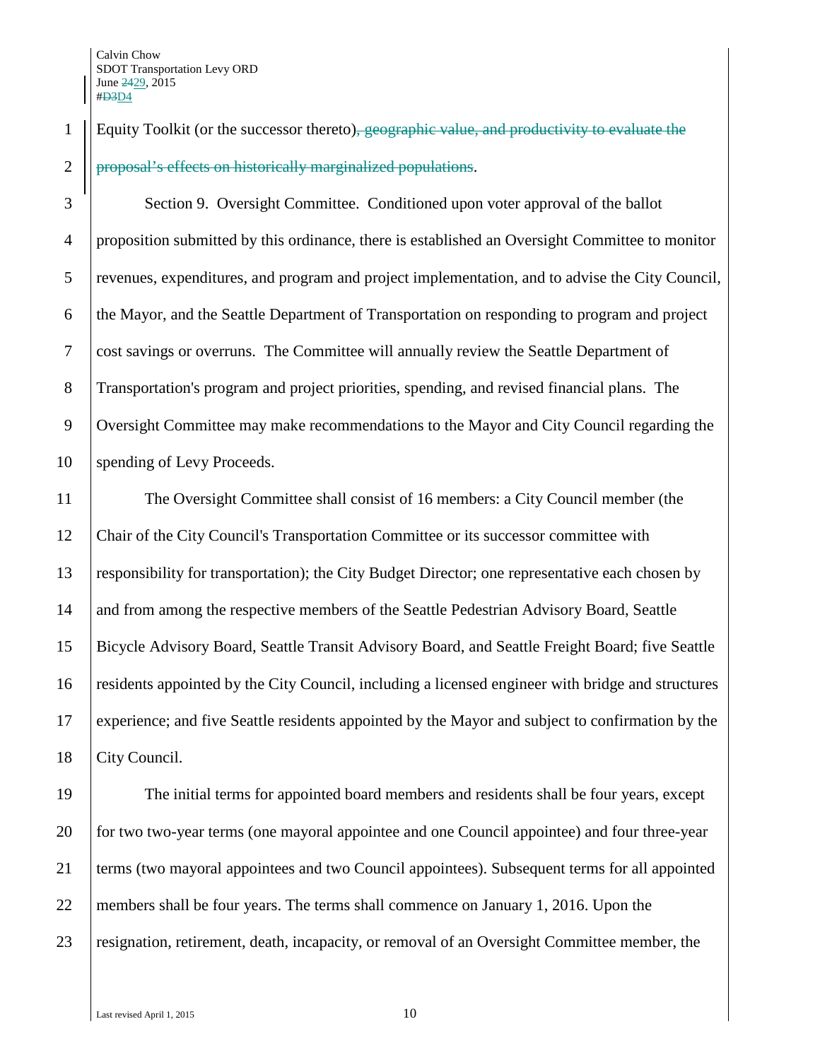Equity Toolkit (or the successor thereto)~~, geographic value, and productivity to evaluate the proposal's effects on historically marginalized populations~~.

Section 9. Oversight Committee. Conditioned upon voter approval of the ballot proposition submitted by this ordinance, there is established an Oversight Committee to monitor revenues, expenditures, and program and project implementation, and to advise the City Council, the Mayor, and the Seattle Department of Transportation on responding to program and project cost savings or overruns. The Committee will annually review the Seattle Department of Transportation's program and project priorities, spending, and revised financial plans. The Oversight Committee may make recommendations to the Mayor and City Council regarding the spending of Levy Proceeds.

The Oversight Committee shall consist of 16 members: a City Council member (the Chair of the City Council's Transportation Committee or its successor committee with responsibility for transportation); the City Budget Director; one representative each chosen by and from among the respective members of the Seattle Pedestrian Advisory Board, Seattle Bicycle Advisory Board, Seattle Transit Advisory Board, and Seattle Freight Board; five Seattle residents appointed by the City Council, including a licensed engineer with bridge and structures experience; and five Seattle residents appointed by the Mayor and subject to confirmation by the City Council.

The initial terms for appointed board members and residents shall be four years, except for two two-year terms (one mayoral appointee and one Council appointee) and four three-year terms (two mayoral appointees and two Council appointees). Subsequent terms for all appointed members shall be four years. The terms shall commence on January 1, 2016. Upon the resignation, retirement, death, incapacity, or removal of an Oversight Committee member, the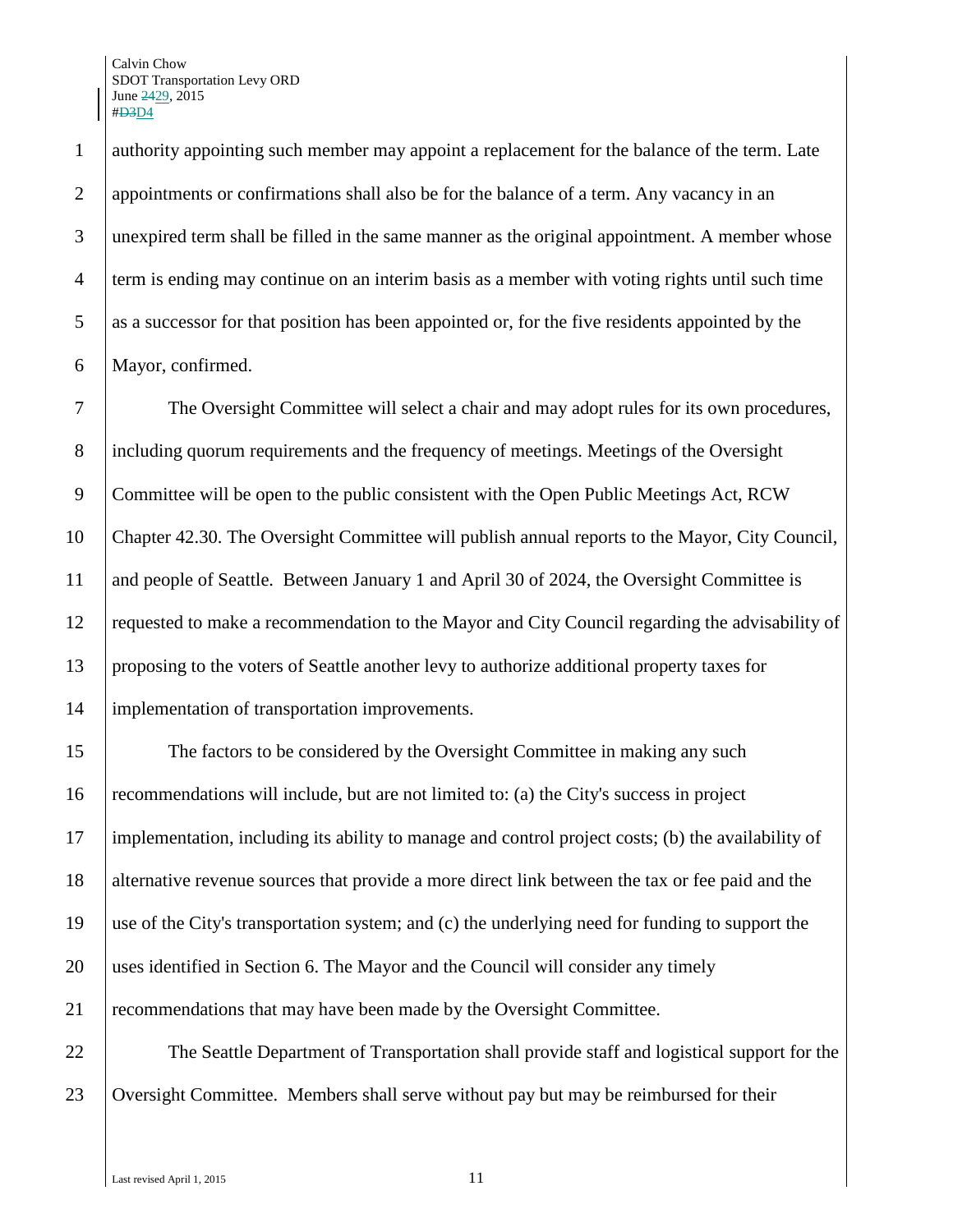authority appointing such member may appoint a replacement for the balance of the term. Late appointments or confirmations shall also be for the balance of a term. Any vacancy in an unexpired term shall be filled in the same manner as the original appointment. A member whose term is ending may continue on an interim basis as a member with voting rights until such time as a successor for that position has been appointed or, for the five residents appointed by the Mayor, confirmed.

The Oversight Committee will select a chair and may adopt rules for its own procedures, including quorum requirements and the frequency of meetings. Meetings of the Oversight Committee will be open to the public consistent with the Open Public Meetings Act, RCW Chapter 42.30. The Oversight Committee will publish annual reports to the Mayor, City Council, and people of Seattle. Between January 1 and April 30 of 2024, the Oversight Committee is requested to make a recommendation to the Mayor and City Council regarding the advisability of proposing to the voters of Seattle another levy to authorize additional property taxes for implementation of transportation improvements.

The factors to be considered by the Oversight Committee in making any such recommendations will include, but are not limited to: (a) the City's success in project implementation, including its ability to manage and control project costs; (b) the availability of alternative revenue sources that provide a more direct link between the tax or fee paid and the use of the City's transportation system; and (c) the underlying need for funding to support the uses identified in Section 6. The Mayor and the Council will consider any timely recommendations that may have been made by the Oversight Committee.

The Seattle Department of Transportation shall provide staff and logistical support for the Oversight Committee. Members shall serve without pay but may be reimbursed for their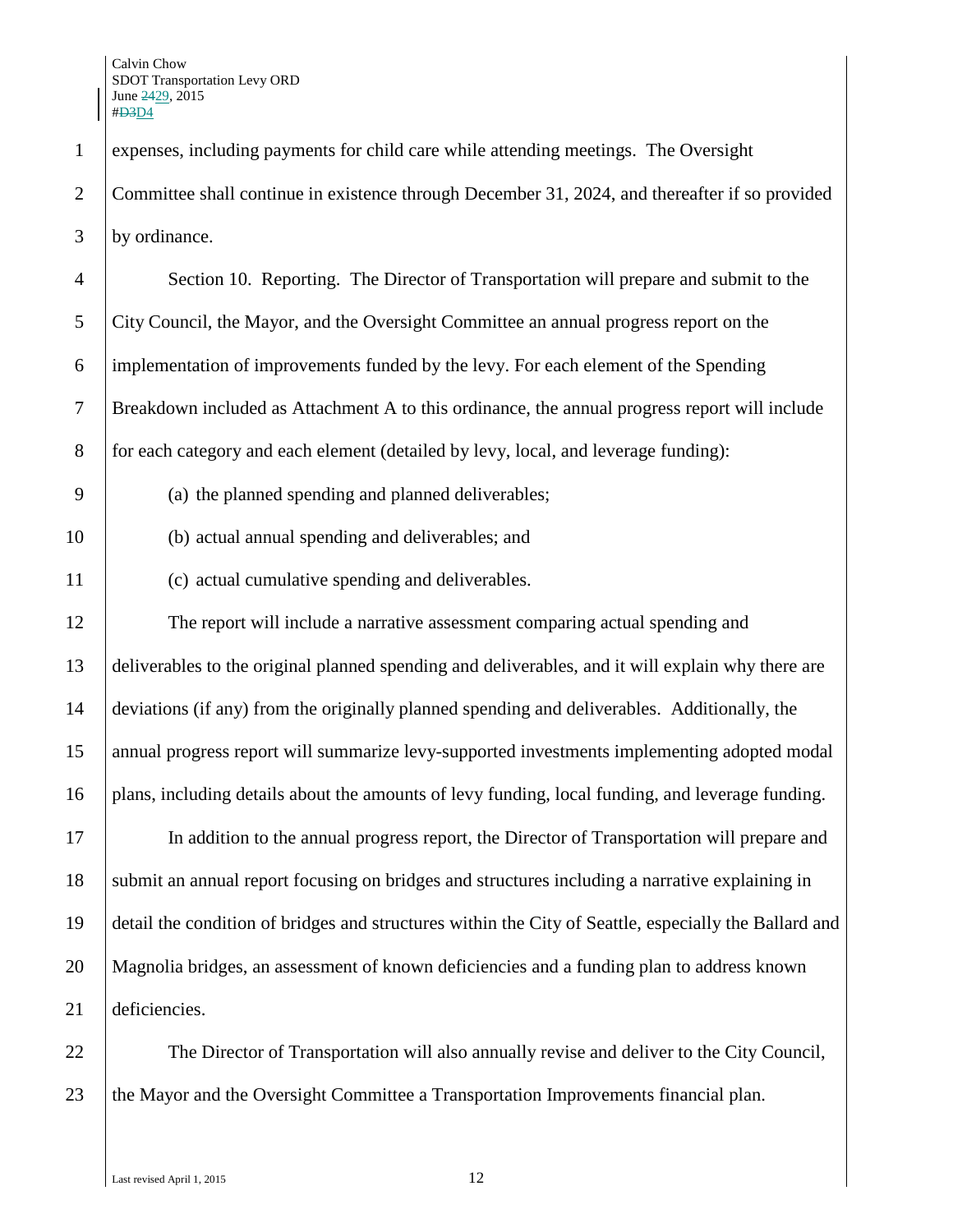expenses, including payments for child care while attending meetings. The Oversight Committee shall continue in existence through December 31, 2024, and thereafter if so provided by ordinance.

Section 10. Reporting. The Director of Transportation will prepare and submit to the City Council, the Mayor, and the Oversight Committee an annual progress report on the implementation of improvements funded by the levy. For each element of the Spending Breakdown included as Attachment A to this ordinance, the annual progress report will include for each category and each element (detailed by levy, local, and leverage funding):

(a) the planned spending and planned deliverables;

(b) actual annual spending and deliverables; and

(c) actual cumulative spending and deliverables.

The report will include a narrative assessment comparing actual spending and deliverables to the original planned spending and deliverables, and it will explain why there are deviations (if any) from the originally planned spending and deliverables. Additionally, the annual progress report will summarize levy-supported investments implementing adopted modal plans, including details about the amounts of levy funding, local funding, and leverage funding.

In addition to the annual progress report, the Director of Transportation will prepare and submit an annual report focusing on bridges and structures including a narrative explaining in detail the condition of bridges and structures within the City of Seattle, especially the Ballard and Magnolia bridges, an assessment of known deficiencies and a funding plan to address known deficiencies.

The Director of Transportation will also annually revise and deliver to the City Council, the Mayor and the Oversight Committee a Transportation Improvements financial plan.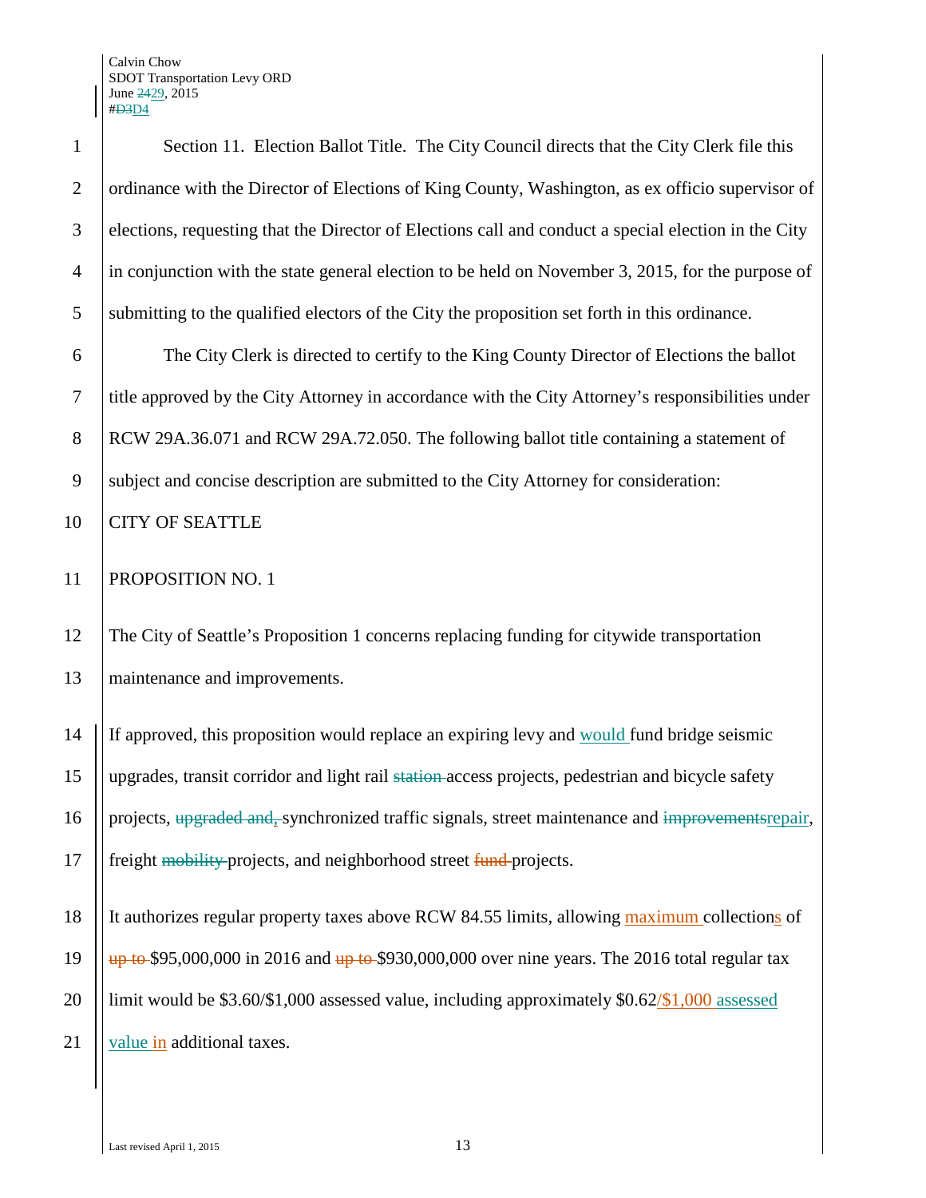Section 11. Election Ballot Title. The City Council directs that the City Clerk file this ordinance with the Director of Elections of King County, Washington, as ex officio supervisor of elections, requesting that the Director of Elections call and conduct a special election in the City in conjunction with the state general election to be held on November 3, 2015, for the purpose of submitting to the qualified electors of the City the proposition set forth in this ordinance.

The City Clerk is directed to certify to the King County Director of Elections the ballot title approved by the City Attorney in accordance with the City Attorney's responsibilities under RCW 29A.36.071 and RCW 29A.72.050. The following ballot title containing a statement of subject and concise description are submitted to the City Attorney for consideration:

CITY OF SEATTLE

PROPOSITION NO. 1

The City of Seattle's Proposition 1 concerns replacing funding for citywide transportation maintenance and improvements.

If approved, this proposition would replace an expiring levy and would fund bridge seismic upgrades, transit corridor and light rail ~~station~~ access projects, pedestrian and bicycle safety projects, ~~upgraded and,~~ synchronized traffic signals, street maintenance and ~~improvements~~repair, freight ~~mobility~~ projects, and neighborhood street ~~fund~~ projects.

It authorizes regular property taxes above RCW 84.55 limits, allowing maximum collections of ~~up to~~ $95,000,000 in 2016 and ~~up to~~ $930,000,000 over nine years. The 2016 total regular tax limit would be $3.60/$1,000 assessed value, including approximately $0.62/$1,000 assessed value in additional taxes.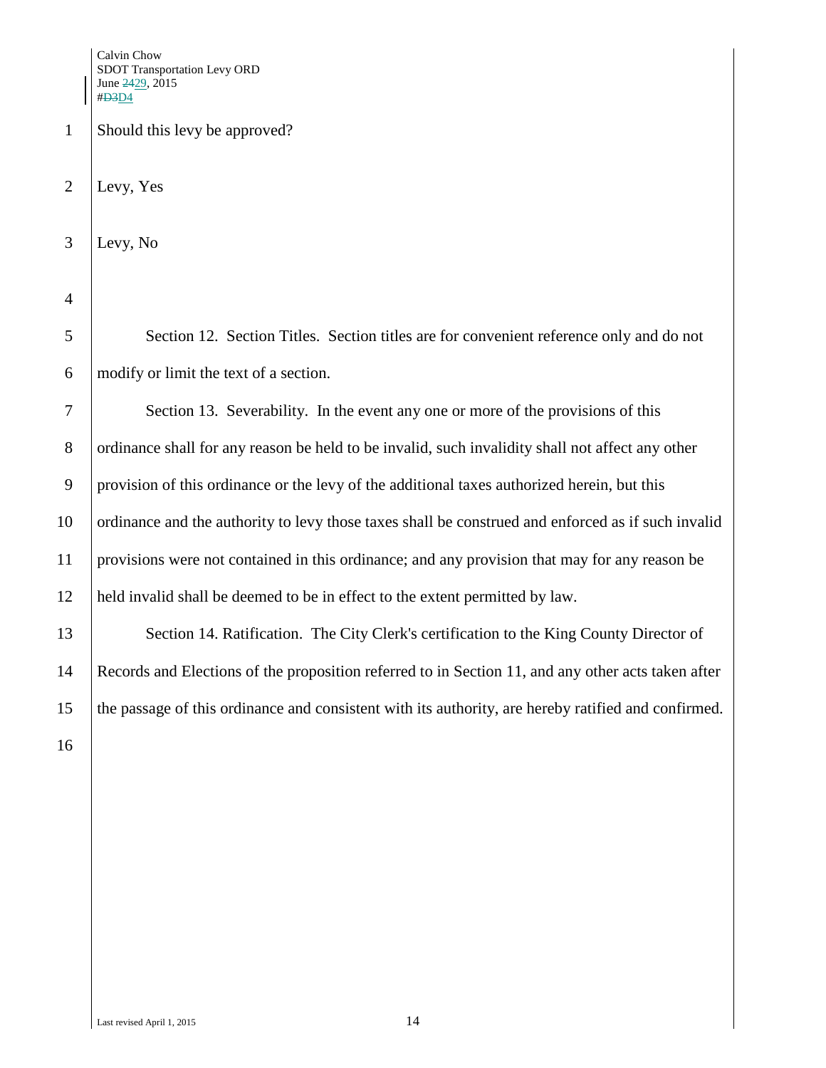Should this levy be approved?

Levy, Yes

Levy, No

Section 12. Section Titles. Section titles are for convenient reference only and do not modify or limit the text of a section.

Section 13. Severability. In the event any one or more of the provisions of this ordinance shall for any reason be held to be invalid, such invalidity shall not affect any other provision of this ordinance or the levy of the additional taxes authorized herein, but this ordinance and the authority to levy those taxes shall be construed and enforced as if such invalid provisions were not contained in this ordinance; and any provision that may for any reason be held invalid shall be deemed to be in effect to the extent permitted by law.

Section 14. Ratification. The City Clerk's certification to the King County Director of Records and Elections of the proposition referred to in Section 11, and any other acts taken after the passage of this ordinance and consistent with its authority, are hereby ratified and confirmed.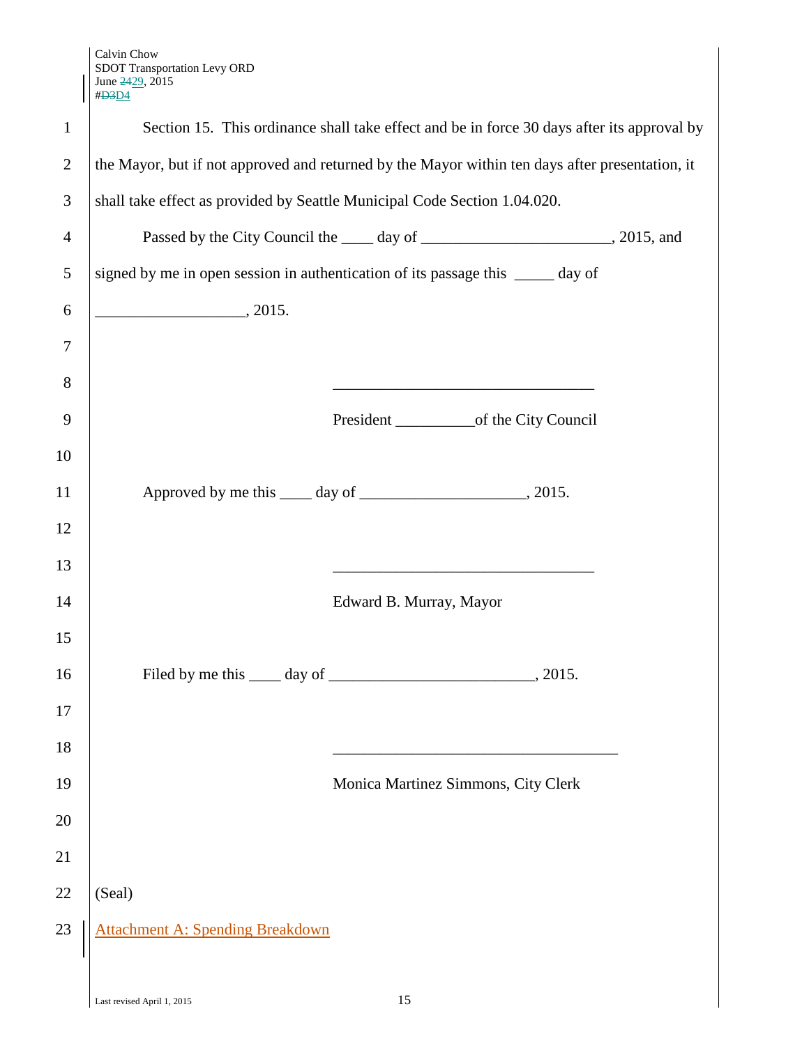Section 15. This ordinance shall take effect and be in force 30 days after its approval by the Mayor, but if not approved and returned by the Mayor within ten days after presentation, it shall take effect as provided by Seattle Municipal Code Section 1.04.020.

Passed by the City Council the ____ day of ________________________, 2015, and signed by me in open session in authentication of its passage this _____ day of ___________________, 2015.

_________________________________

President __________of the City Council

Approved by me this ____ day of _____________________, 2015.

_________________________________

Edward B. Murray, Mayor

Filed by me this ____ day of __________________________, 2015.

____________________________________

Monica Martinez Simmons, City Clerk

(Seal)

Attachment A: Spending Breakdown